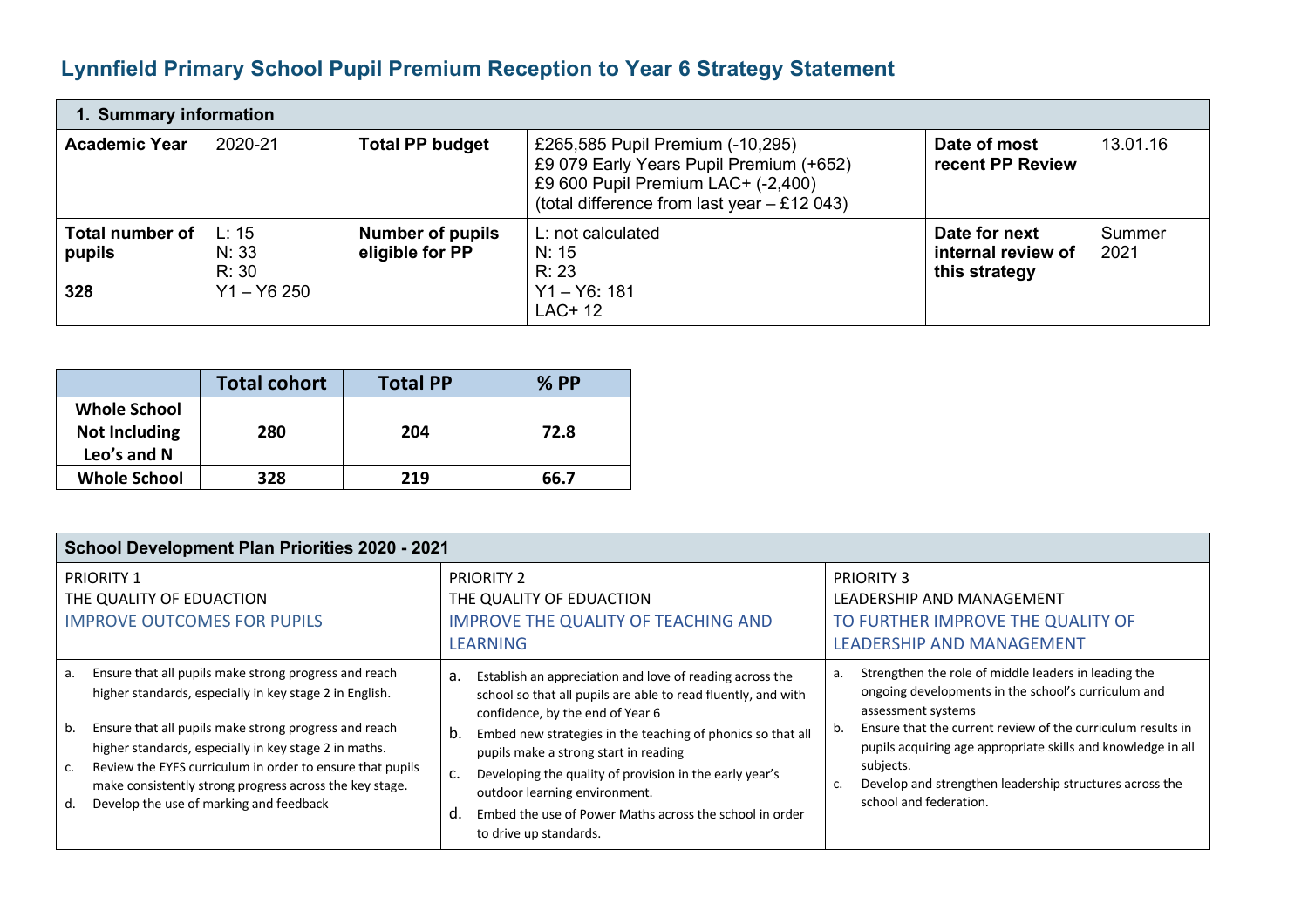# Lynnfield Primary School Pupil Premium Reception to Year 6 Strategy Statement

| 1. Summary information | | | | | |
|---|---|---|---|---|---|
| **Academic Year** | 2020-21 | **Total PP budget** | £265,585 Pupil Premium (-10,295)<br>£9 079 Early Years Pupil Premium (+652)<br>£9 600 Pupil Premium LAC+ (-2,400)<br>(total difference from last year – £12 043) | **Date of most recent PP Review** | 13.01.16 |
| **Total number of pupils**<br><br>**328** | L: 15<br>N: 33<br>R: 30<br>Y1 – Y6 250 | **Number of pupils eligible for PP** | L: not calculated<br>N: 15<br>R: 23<br>Y1 – Y6**:** 181<br>LAC+ 12 | **Date for next internal review of this strategy** | Summer 2021 |

| | Total cohort | Total PP | % PP |
|---|---|---|---|
| **Whole School Not Including Leo's and N** | **280** | **204** | **72.8** |
| **Whole School** | **328** | **219** | **66.7** |

| School Development Plan Priorities 2020 - 2021 | | |
|---|---|---|
| PRIORITY 1<br>THE QUALITY OF EDUACTION<br>IMPROVE OUTCOMES FOR PUPILS | PRIORITY 2<br>THE QUALITY OF EDUACTION<br>IMPROVE THE QUALITY OF TEACHING AND LEARNING | PRIORITY 3<br>LEADERSHIP AND MANAGEMENT<br>TO FURTHER IMPROVE THE QUALITY OF LEADERSHIP AND MANAGEMENT |
| a. Ensure that all pupils make strong progress and reach higher standards, especially in key stage 2 in English.<br>b. Ensure that all pupils make strong progress and reach higher standards, especially in key stage 2 in maths.<br>c. Review the EYFS curriculum in order to ensure that pupils make consistently strong progress across the key stage.<br>d. Develop the use of marking and feedback | a. Establish an appreciation and love of reading across the school so that all pupils are able to read fluently, and with confidence, by the end of Year 6<br>b. Embed new strategies in the teaching of phonics so that all pupils make a strong start in reading<br>c. Developing the quality of provision in the early year's outdoor learning environment.<br>d. Embed the use of Power Maths across the school in order to drive up standards. | a. Strengthen the role of middle leaders in leading the ongoing developments in the school's curriculum and assessment systems<br>b. Ensure that the current review of the curriculum results in pupils acquiring age appropriate skills and knowledge in all subjects.<br>c. Develop and strengthen leadership structures across the school and federation. |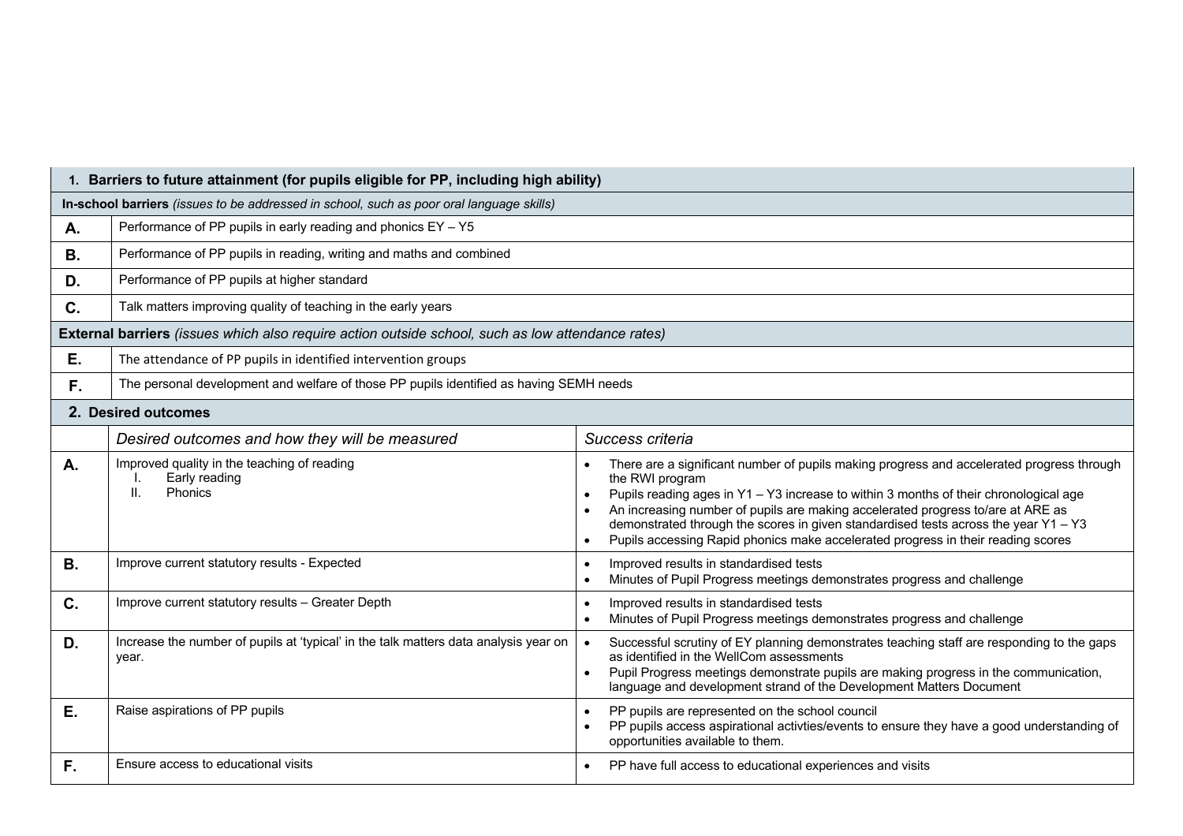| 1. Barriers to future attainment (for pupils eligible for PP, including high ability) | |
|---|---|
| **In-school barriers** *(issues to be addressed in school, such as poor oral language skills)* | |
| **A.** | Performance of PP pupils in early reading and phonics EY – Y5 |
| **B.** | Performance of PP pupils in reading, writing and maths and combined |
| **D.** | Performance of PP pupils at higher standard |
| **C.** | Talk matters improving quality of teaching in the early years |
| **External barriers** *(issues which also require action outside school, such as low attendance rates)* | |
| **E.** | The attendance of PP pupils in identified intervention groups |
| **F.** | The personal development and welfare of those PP pupils identified as having SEMH needs |

| 2. Desired outcomes | | |
|---|---|---|
| | *Desired outcomes and how they will be measured* | *Success criteria* |
| **A.** | Improved quality in the teaching of reading<br>I. Early reading<br>II. Phonics | • There are a significant number of pupils making progress and accelerated progress through the RWI program<br>• Pupils reading ages in Y1 – Y3 increase to within 3 months of their chronological age<br>• An increasing number of pupils are making accelerated progress to/are at ARE as demonstrated through the scores in given standardised tests across the year Y1 – Y3<br>• Pupils accessing Rapid phonics make accelerated progress in their reading scores |
| **B.** | Improve current statutory results - Expected | • Improved results in standardised tests<br>• Minutes of Pupil Progress meetings demonstrates progress and challenge |
| **C.** | Improve current statutory results – Greater Depth | • Improved results in standardised tests<br>• Minutes of Pupil Progress meetings demonstrates progress and challenge |
| **D.** | Increase the number of pupils at 'typical' in the talk matters data analysis year on year. | • Successful scrutiny of EY planning demonstrates teaching staff are responding to the gaps as identified in the WellCom assessments<br>• Pupil Progress meetings demonstrate pupils are making progress in the communication, language and development strand of the Development Matters Document |
| **E.** | Raise aspirations of PP pupils | • PP pupils are represented on the school council<br>• PP pupils access aspirational activties/events to ensure they have a good understanding of opportunities available to them. |
| **F.** | Ensure access to educational visits | • PP have full access to educational experiences and visits |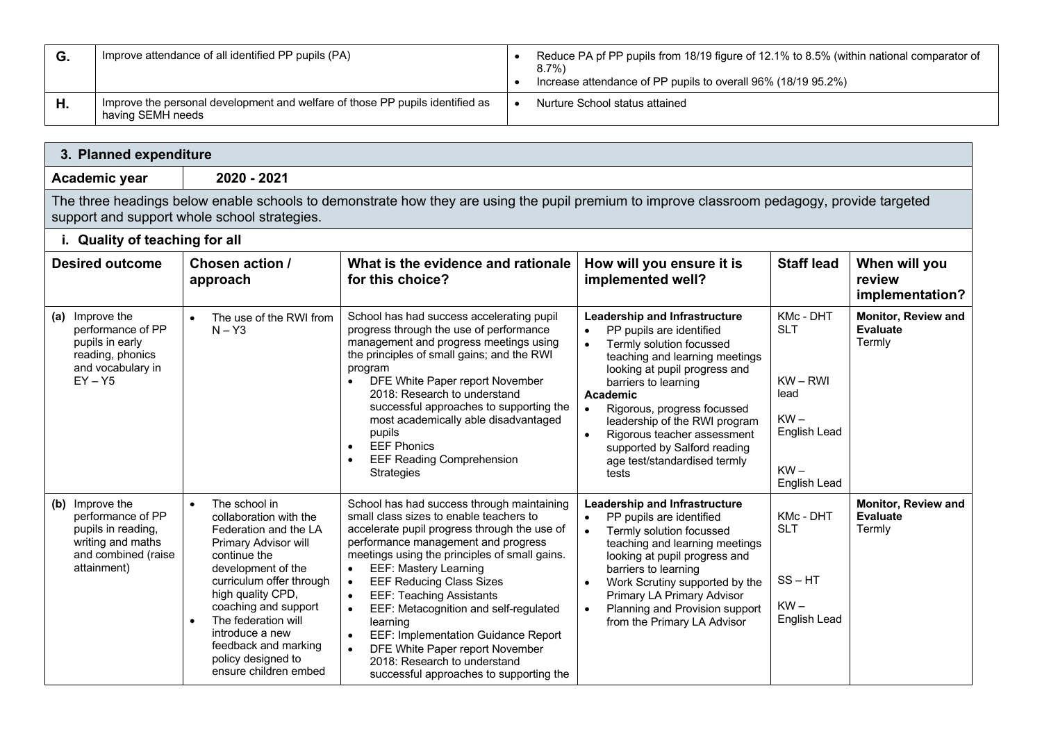| G. | Improve attendance of all identified PP pupils (PA) | • Reduce PA pf PP pupils from 18/19 figure of 12.1% to 8.5% (within national comparator of 8.7%)<br>• Increase attendance of PP pupils to overall 96% (18/19 95.2%) |
|---|---|---|
| H. | Improve the personal development and welfare of those PP pupils identified as having SEMH needs | • Nurture School status attained |

## 3. Planned expenditure

**Academic year** 2020 - 2021

The three headings below enable schools to demonstrate how they are using the pupil premium to improve classroom pedagogy, provide targeted support and support whole school strategies.

### i. Quality of teaching for all

| Desired outcome | Chosen action / approach | What is the evidence and rationale for this choice? | How will you ensure it is implemented well? | Staff lead | When will you review implementation? |
|---|---|---|---|---|---|
| **(a)** Improve the performance of PP pupils in early reading, phonics and vocabulary in EY – Y5 | • The use of the RWI from N – Y3 | School has had success accelerating pupil progress through the use of performance management and progress meetings using the principles of small gains; and the RWI program<br>• DFE White Paper report November 2018: Research to understand successful approaches to supporting the most academically able disadvantaged pupils<br>• EEF Phonics<br>• EEF Reading Comprehension Strategies | **Leadership and Infrastructure**<br>• PP pupils are identified<br>• Termly solution focussed teaching and learning meetings looking at pupil progress and barriers to learning<br>**Academic**<br>• Rigorous, progress focussed leadership of the RWI program<br>• Rigorous teacher assessment supported by Salford reading age test/standardised termly tests | KMc - DHT<br>SLT<br><br>KW – RWI lead<br><br>KW – English Lead<br><br>KW – English Lead | **Monitor, Review and Evaluate**<br>Termly |
| **(b)** Improve the performance of PP pupils in reading, writing and maths and combined (raise attainment) | • The school in collaboration with the Federation and the LA Primary Advisor will continue the development of the curriculum offer through high quality CPD, coaching and support<br>• The federation will introduce a new feedback and marking policy designed to ensure children embed | School has had success through maintaining small class sizes to enable teachers to accelerate pupil progress through the use of performance management and progress meetings using the principles of small gains.<br>• EEF: Mastery Learning<br>• EEF Reducing Class Sizes<br>• EEF: Teaching Assistants<br>• EEF: Metacognition and self-regulated learning<br>• EEF: Implementation Guidance Report<br>• DFE White Paper report November 2018: Research to understand successful approaches to supporting the | **Leadership and Infrastructure**<br>• PP pupils are identified<br>• Termly solution focussed teaching and learning meetings looking at pupil progress and barriers to learning<br>• Work Scrutiny supported by the Primary LA Primary Advisor<br>• Planning and Provision support from the Primary LA Advisor | KMc - DHT<br>SLT<br><br>SS – HT<br><br>KW – English Lead | **Monitor, Review and Evaluate**<br>Termly |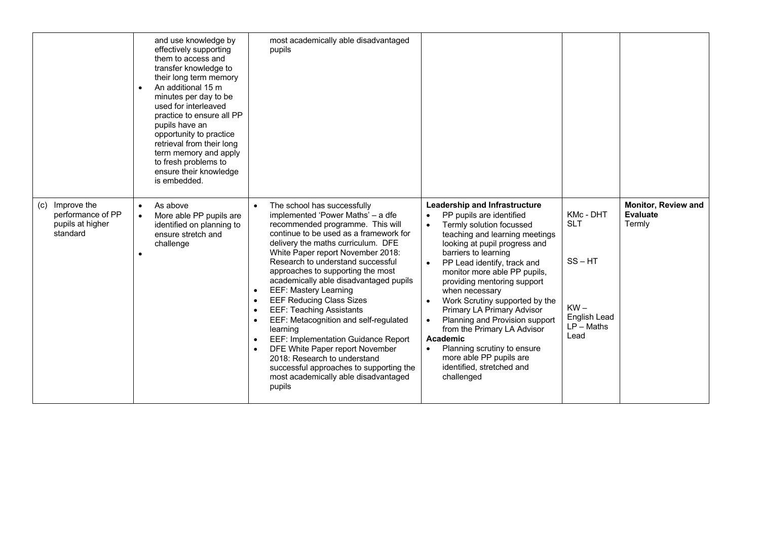|  |  |  |  |  |  |
|---|---|---|---|---|---|
|  | and use knowledge by effectively supporting them to access and transfer knowledge to their long term memory<br>• An additional 15 m minutes per day to be used for interleaved practice to ensure all PP pupils have an opportunity to practice retrieval from their long term memory and apply to fresh problems to ensure their knowledge is embedded. | most academically able disadvantaged pupils |  |  |  |
| (c) Improve the performance of PP pupils at higher standard | • As above<br>• More able PP pupils are identified on planning to ensure stretch and challenge<br>• | • The school has successfully implemented 'Power Maths' – a dfe recommended programme. This will continue to be used as a framework for delivery the maths curriculum. DFE White Paper report November 2018: Research to understand successful approaches to supporting the most academically able disadvantaged pupils<br>• EEF: Mastery Learning<br>• EEF Reducing Class Sizes<br>• EEF: Teaching Assistants<br>• EEF: Metacognition and self-regulated learning<br>• EEF: Implementation Guidance Report<br>• DFE White Paper report November 2018: Research to understand successful approaches to supporting the most academically able disadvantaged pupils | **Leadership and Infrastructure**<br>• PP pupils are identified<br>• Termly solution focussed teaching and learning meetings looking at pupil progress and barriers to learning<br>• PP Lead identify, track and monitor more able PP pupils, providing mentoring support when necessary<br>• Work Scrutiny supported by the Primary LA Primary Advisor<br>• Planning and Provision support from the Primary LA Advisor<br>**Academic**<br>• Planning scrutiny to ensure more able PP pupils are identified, stretched and challenged | KMc - DHT SLT<br><br>SS – HT<br><br>KW – English Lead<br>LP – Maths Lead | **Monitor, Review and Evaluate**<br>Termly |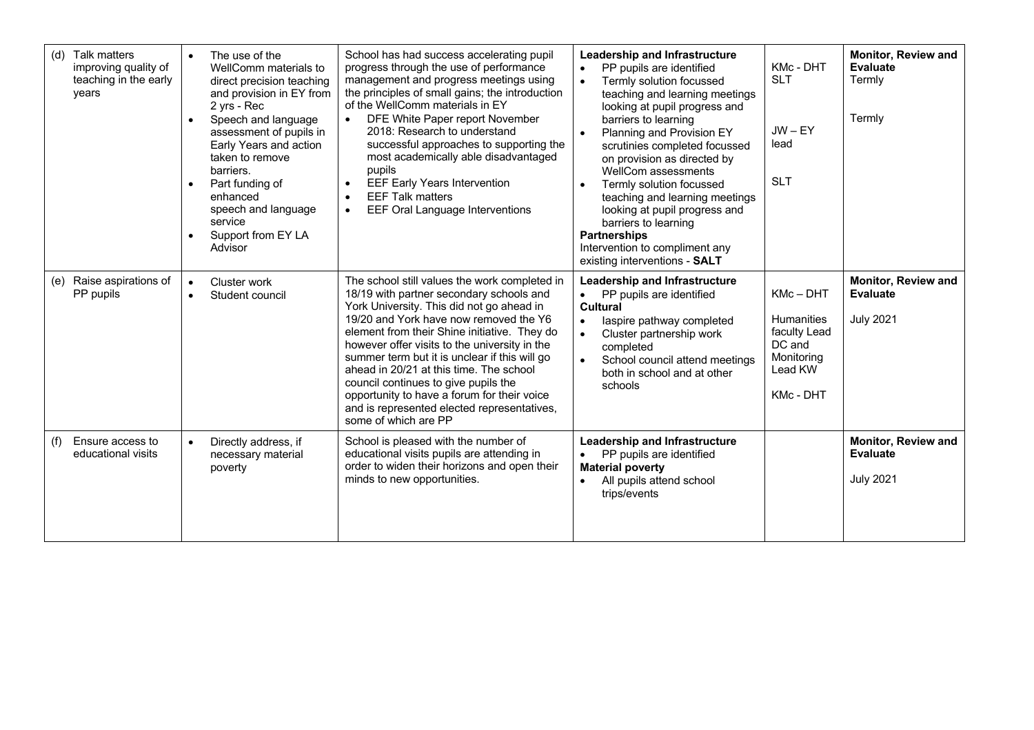| | | | | | |
|---|---|---|---|---|---|
| (d) Talk matters improving quality of teaching in the early years | • The use of the WellComm materials to direct precision teaching and provision in EY from 2 yrs - Rec<br>• Speech and language assessment of pupils in Early Years and action taken to remove barriers.<br>• Part funding of enhanced speech and language service<br>• Support from EY LA Advisor | School has had success accelerating pupil progress through the use of performance management and progress meetings using the principles of small gains; the introduction of the WellComm materials in EY<br>• DFE White Paper report November 2018: Research to understand successful approaches to supporting the most academically able disadvantaged pupils<br>• EEF Early Years Intervention<br>• EEF Talk matters<br>• EEF Oral Language Interventions | **Leadership and Infrastructure**<br>• PP pupils are identified<br>• Termly solution focussed teaching and learning meetings looking at pupil progress and barriers to learning<br>• Planning and Provision EY scrutinies completed focussed on provision as directed by WellCom assessments<br>• Termly solution focussed teaching and learning meetings looking at pupil progress and barriers to learning<br>**Partnerships**<br>Intervention to compliment any existing interventions - **SALT** | KMc - DHT<br>SLT<br><br>JW – EY lead<br><br>SLT | **Monitor, Review and Evaluate**<br>Termly<br><br>Termly |
| (e) Raise aspirations of PP pupils | • Cluster work<br>• Student council | The school still values the work completed in 18/19 with partner secondary schools and York University. This did not go ahead in 19/20 and York have now removed the Y6 element from their Shine initiative. They do however offer visits to the university in the summer term but it is unclear if this will go ahead in 20/21 at this time. The school council continues to give pupils the opportunity to have a forum for their voice and is represented elected representatives, some of which are PP | **Leadership and Infrastructure**<br>• PP pupils are identified<br>**Cultural**<br>• Iaspire pathway completed<br>• Cluster partnership work completed<br>• School council attend meetings both in school and at other schools | KMc – DHT<br><br>Humanities faculty Lead DC and Monitoring Lead KW<br><br>KMc - DHT | **Monitor, Review and Evaluate**<br><br>July 2021 |
| (f) Ensure access to educational visits | • Directly address, if necessary material poverty | School is pleased with the number of educational visits pupils are attending in order to widen their horizons and open their minds to new opportunities. | **Leadership and Infrastructure**<br>• PP pupils are identified<br>**Material poverty**<br>• All pupils attend school trips/events | | **Monitor, Review and Evaluate**<br><br>July 2021 |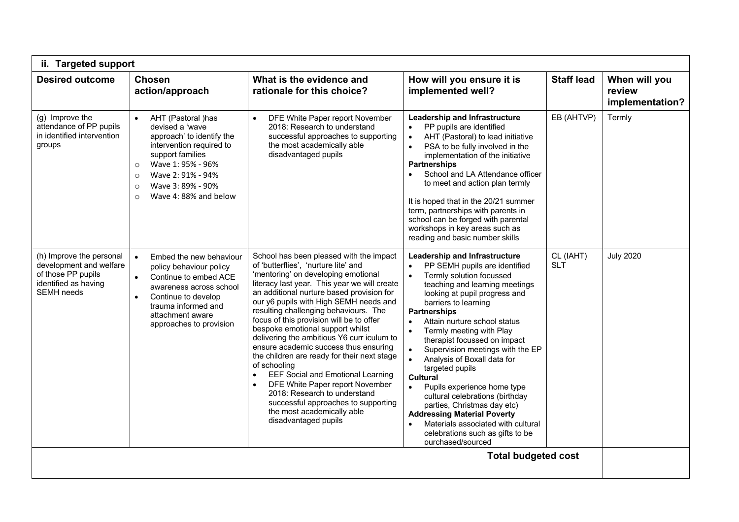| ii. Targeted support | | | | | |
|---|---|---|---|---|---|
| **Desired outcome** | **Chosen action/approach** | **What is the evidence and rationale for this choice?** | **How will you ensure it is implemented well?** | **Staff lead** | **When will you review implementation?** |
| (g) Improve the attendance of PP pupils in identified intervention groups | • AHT (Pastoral )has devised a 'wave approach' to identify the intervention required to support families<br>○ Wave 1: 95% - 96%<br>○ Wave 2: 91% - 94%<br>○ Wave 3: 89% - 90%<br>○ Wave 4: 88% and below | • DFE White Paper report November 2018: Research to understand successful approaches to supporting the most academically able disadvantaged pupils | **Leadership and Infrastructure**<br>• PP pupils are identified<br>• AHT (Pastoral) to lead initiative<br>• PSA to be fully involved in the implementation of the initiative<br>**Partnerships**<br>• School and LA Attendance officer to meet and action plan termly<br><br>It is hoped that in the 20/21 summer term, partnerships with parents in school can be forged with parental workshops in key areas such as reading and basic number skills | EB (AHTVP) | Termly |
| (h) Improve the personal development and welfare of those PP pupils identified as having SEMH needs | • Embed the new behaviour policy behaviour policy<br>• Continue to embed ACE awareness across school<br>• Continue to develop trauma informed and attachment aware approaches to provision | School has been pleased with the impact of 'butterflies', 'nurture lite' and 'mentoring' on developing emotional literacy last year. This year we will create an additional nurture based provision for our y6 pupils with High SEMH needs and resulting challenging behaviours. The focus of this provision will be to offer bespoke emotional support whilst delivering the ambitious Y6 curr iculum to ensure academic success thus ensuring the children are ready for their next stage of schooling<br>• EEF Social and Emotional Learning<br>• DFE White Paper report November 2018: Research to understand successful approaches to supporting the most academically able disadvantaged pupils | **Leadership and Infrastructure**<br>• PP SEMH pupils are identified<br>• Termly solution focussed teaching and learning meetings looking at pupil progress and barriers to learning<br>**Partnerships**<br>• Attain nurture school status<br>• Termly meeting with Play therapist focussed on impact<br>• Supervision meetings with the EP<br>• Analysis of Boxall data for targeted pupils<br>**Cultural**<br>• Pupils experience home type cultural celebrations (birthday parties, Christmas day etc)<br>**Addressing Material Poverty**<br>• Materials associated with cultural celebrations such as gifts to be purchased/sourced | CL (IAHT) SLT | July 2020 |
| | | | | **Total budgeted cost** | |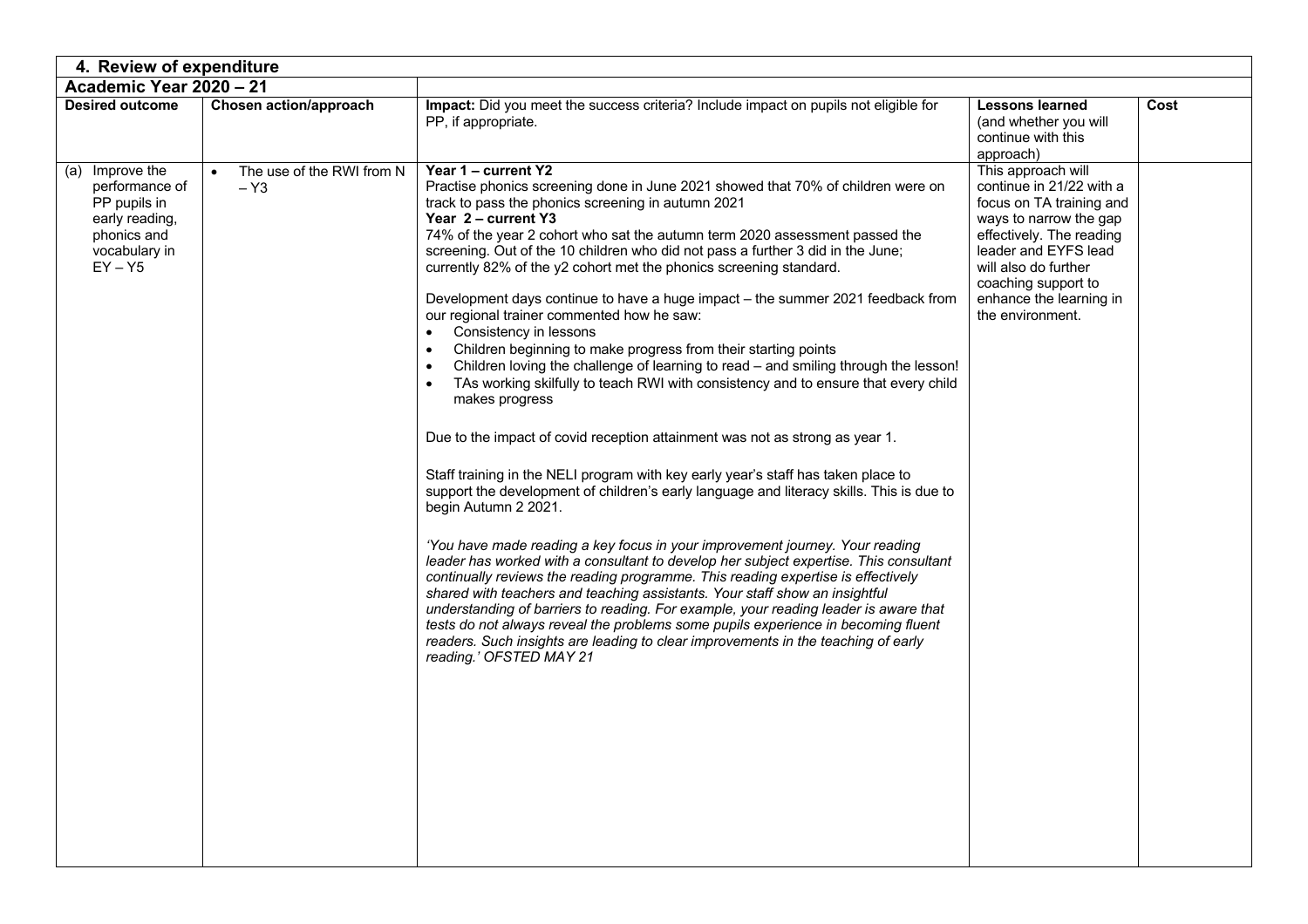## 4. Review of expenditure

| Academic Year 2020 – 21 | | | | |
|---|---|---|---|---|
| **Desired outcome** | **Chosen action/approach** | **Impact:** Did you meet the success criteria? Include impact on pupils not eligible for PP, if appropriate. | **Lessons learned** (and whether you will continue with this approach) | **Cost** |
| (a) Improve the performance of PP pupils in early reading, phonics and vocabulary in EY – Y5 | • The use of the RWI from N – Y3 | **Year 1 – current Y2**<br>Practise phonics screening done in June 2021 showed that 70% of children were on track to pass the phonics screening in autumn 2021<br>**Year 2 – current Y3**<br>74% of the year 2 cohort who sat the autumn term 2020 assessment passed the screening. Out of the 10 children who did not pass a further 3 did in the June; currently 82% of the y2 cohort met the phonics screening standard.<br><br>Development days continue to have a huge impact – the summer 2021 feedback from our regional trainer commented how he saw:<br>• Consistency in lessons<br>• Children beginning to make progress from their starting points<br>• Children loving the challenge of learning to read – and smiling through the lesson!<br>• TAs working skilfully to teach RWI with consistency and to ensure that every child makes progress<br><br>Due to the impact of covid reception attainment was not as strong as year 1.<br><br>Staff training in the NELI program with key early year's staff has taken place to support the development of children's early language and literacy skills. This is due to begin Autumn 2 2021.<br><br>*'You have made reading a key focus in your improvement journey. Your reading leader has worked with a consultant to develop her subject expertise. This consultant continually reviews the reading programme. This reading expertise is effectively shared with teachers and teaching assistants. Your staff show an insightful understanding of barriers to reading. For example, your reading leader is aware that tests do not always reveal the problems some pupils experience in becoming fluent readers. Such insights are leading to clear improvements in the teaching of early reading.' OFSTED MAY 21* | This approach will continue in 21/22 with a focus on TA training and ways to narrow the gap effectively. The reading leader and EYFS lead will also do further coaching support to enhance the learning in the environment. | |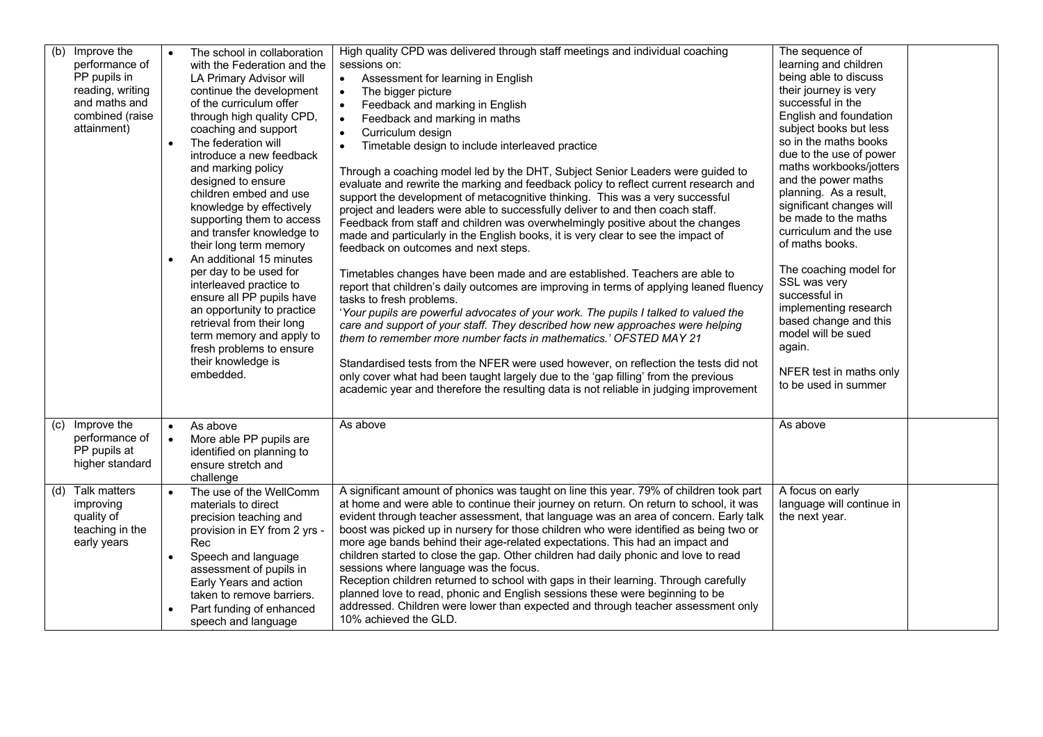| | | | | |
|---|---|---|---|---|
| (b) Improve the performance of PP pupils in reading, writing and maths and combined (raise attainment) | • The school in collaboration with the Federation and the LA Primary Advisor will continue the development of the curriculum offer through high quality CPD, coaching and support<br>• The federation will introduce a new feedback and marking policy designed to ensure children embed and use knowledge by effectively supporting them to access and transfer knowledge to their long term memory<br>• An additional 15 minutes per day to be used for interleaved practice to ensure all PP pupils have an opportunity to practice retrieval from their long term memory and apply to fresh problems to ensure their knowledge is embedded. | High quality CPD was delivered through staff meetings and individual coaching sessions on:<br>• Assessment for learning in English<br>• The bigger picture<br>• Feedback and marking in English<br>• Feedback and marking in maths<br>• Curriculum design<br>• Timetable design to include interleaved practice<br><br>Through a coaching model led by the DHT, Subject Senior Leaders were guided to evaluate and rewrite the marking and feedback policy to reflect current research and support the development of metacognitive thinking. This was a very successful project and leaders were able to successfully deliver to and then coach staff. Feedback from staff and children was overwhelmingly positive about the changes made and particularly in the English books, it is very clear to see the impact of feedback on outcomes and next steps.<br><br>Timetables changes have been made and are established. Teachers are able to report that children's daily outcomes are improving in terms of applying leaned fluency tasks to fresh problems.<br>'*Your pupils are powerful advocates of your work. The pupils I talked to valued the care and support of your staff. They described how new approaches were helping them to remember more number facts in mathematics.' OFSTED MAY 21*<br><br>Standardised tests from the NFER were used however, on reflection the tests did not only cover what had been taught largely due to the 'gap filling' from the previous academic year and therefore the resulting data is not reliable in judging improvement | The sequence of learning and children being able to discuss their journey is very successful in the English and foundation subject books but less so in the maths books due to the use of power maths workbooks/jotters and the power maths planning. As a result, significant changes will be made to the maths curriculum and the use of maths books.<br><br>The coaching model for SSL was very successful in implementing research based change and this model will be sued again.<br><br>NFER test in maths only to be used in summer | |
| (c) Improve the performance of PP pupils at higher standard | • As above<br>• More able PP pupils are identified on planning to ensure stretch and challenge | As above | As above | |
| (d) Talk matters improving quality of teaching in the early years | • The use of the WellComm materials to direct precision teaching and provision in EY from 2 yrs - Rec<br>• Speech and language assessment of pupils in Early Years and action taken to remove barriers.<br>• Part funding of enhanced speech and language | A significant amount of phonics was taught on line this year. 79% of children took part at home and were able to continue their journey on return. On return to school, it was evident through teacher assessment, that language was an area of concern. Early talk boost was picked up in nursery for those children who were identified as being two or more age bands behind their age-related expectations. This had an impact and children started to close the gap. Other children had daily phonic and love to read sessions where language was the focus.<br>Reception children returned to school with gaps in their learning. Through carefully planned love to read, phonic and English sessions these were beginning to be addressed. Children were lower than expected and through teacher assessment only 10% achieved the GLD. | A focus on early language will continue in the next year. | |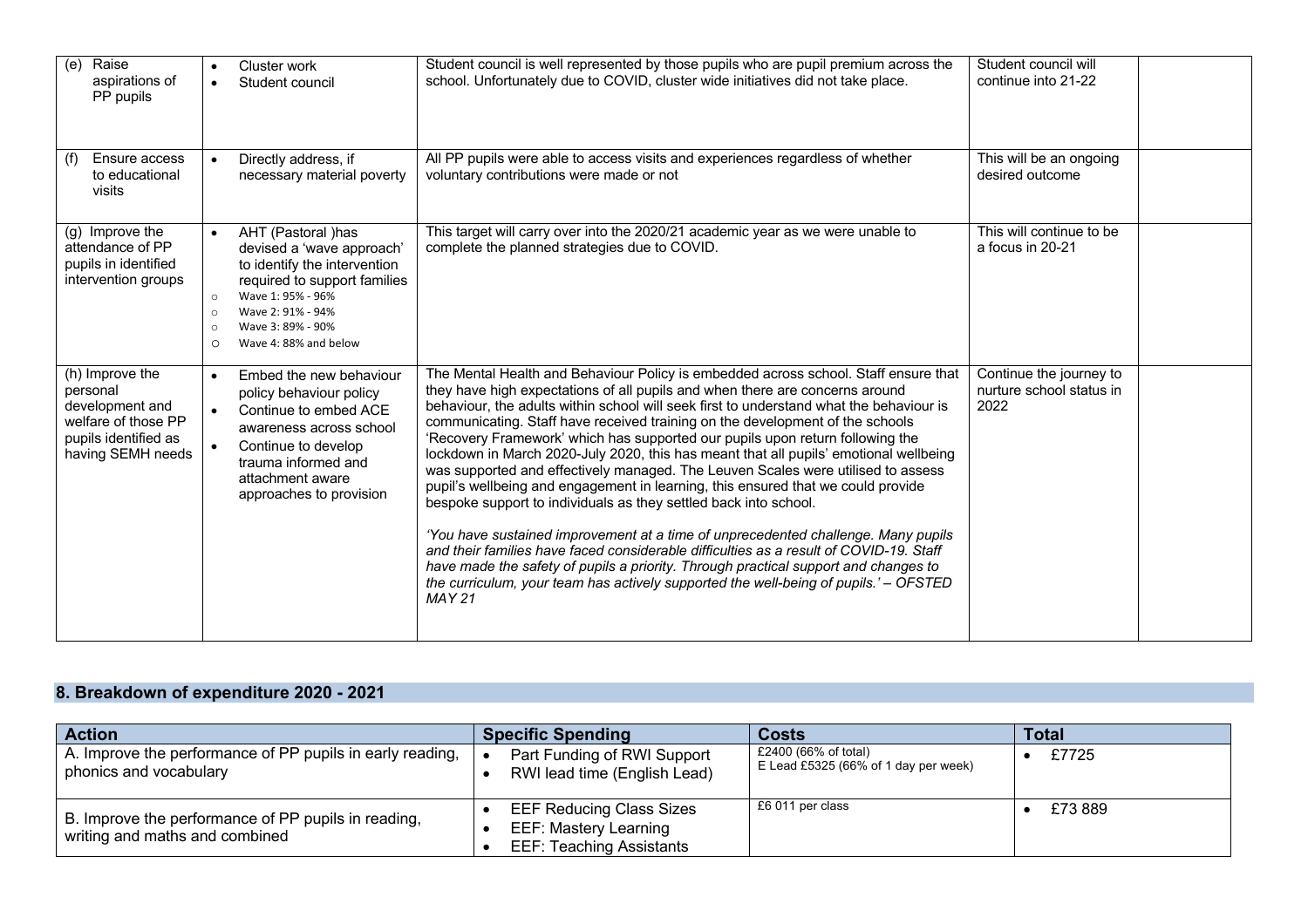| | | | | |
|---|---|---|---|---|
| (e) Raise aspirations of PP pupils | • Cluster work<br>• Student council | Student council is well represented by those pupils who are pupil premium across the school. Unfortunately due to COVID, cluster wide initiatives did not take place. | Student council will continue into 21-22 | |
| (f) Ensure access to educational visits | • Directly address, if necessary material poverty | All PP pupils were able to access visits and experiences regardless of whether voluntary contributions were made or not | This will be an ongoing desired outcome | |
| (g) Improve the attendance of PP pupils in identified intervention groups | • AHT (Pastoral )has devised a 'wave approach' to identify the intervention required to support families<br>○ Wave 1: 95% - 96%<br>○ Wave 2: 91% - 94%<br>○ Wave 3: 89% - 90%<br>○ Wave 4: 88% and below | This target will carry over into the 2020/21 academic year as we were unable to complete the planned strategies due to COVID. | This will continue to be a focus in 20-21 | |
| (h) Improve the personal development and welfare of those PP pupils identified as having SEMH needs | • Embed the new behaviour policy behaviour policy<br>• Continue to embed ACE awareness across school<br>• Continue to develop trauma informed and attachment aware approaches to provision | The Mental Health and Behaviour Policy is embedded across school. Staff ensure that they have high expectations of all pupils and when there are concerns around behaviour, the adults within school will seek first to understand what the behaviour is communicating. Staff have received training on the development of the schools 'Recovery Framework' which has supported our pupils upon return following the lockdown in March 2020-July 2020, this has meant that all pupils' emotional wellbeing was supported and effectively managed. The Leuven Scales were utilised to assess pupil's wellbeing and engagement in learning, this ensured that we could provide bespoke support to individuals as they settled back into school.<br><br>*'You have sustained improvement at a time of unprecedented challenge. Many pupils and their families have faced considerable difficulties as a result of COVID-19. Staff have made the safety of pupils a priority. Through practical support and changes to the curriculum, your team has actively supported the well-being of pupils.' – OFSTED MAY 21* | Continue the journey to nurture school status in 2022 | |

## 8. Breakdown of expenditure 2020 - 2021

| Action | Specific Spending | Costs | Total |
|---|---|---|---|
| A. Improve the performance of PP pupils in early reading, phonics and vocabulary | • Part Funding of RWI Support<br>• RWI lead time (English Lead) | £2400 (66% of total)<br>E Lead £5325 (66% of 1 day per week) | • £7725 |
| B. Improve the performance of PP pupils in reading, writing and maths and combined | • EEF Reducing Class Sizes<br>• EEF: Mastery Learning<br>• EEF: Teaching Assistants | £6 011 per class | • £73 889 |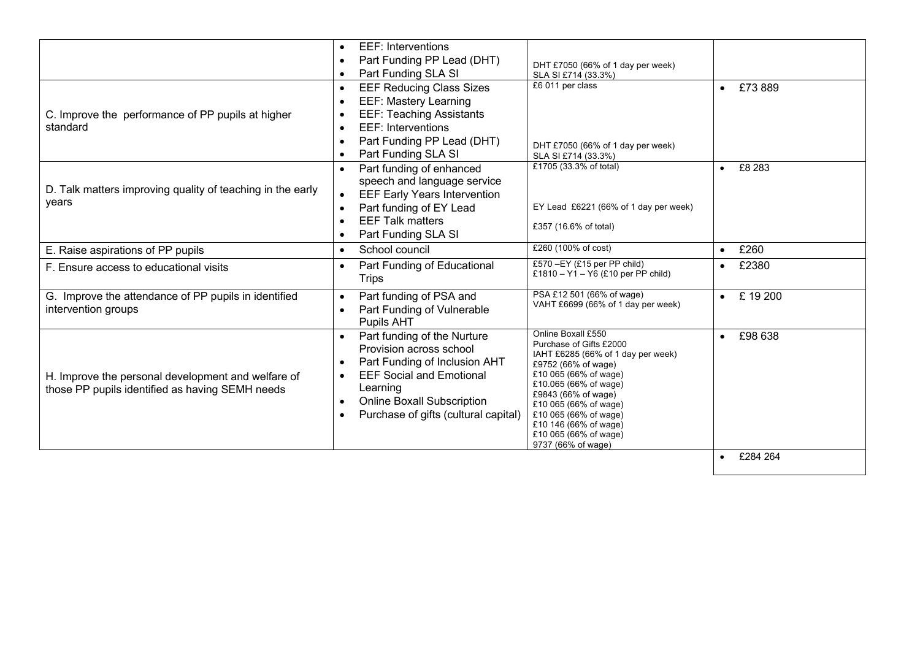| | | | |
|---|---|---|---|
| | • EEF: Interventions<br>• Part Funding PP Lead (DHT)<br>• Part Funding SLA SI | DHT £7050 (66% of 1 day per week)<br>SLA SI £714 (33.3%) | |
| C. Improve the performance of PP pupils at higher standard | • EEF Reducing Class Sizes<br>• EEF: Mastery Learning<br>• EEF: Teaching Assistants<br>• EEF: Interventions<br>• Part Funding PP Lead (DHT)<br>• Part Funding SLA SI | £6 011 per class<br><br>DHT £7050 (66% of 1 day per week)<br>SLA SI £714 (33.3%) | • £73 889 |
| D. Talk matters improving quality of teaching in the early years | • Part funding of enhanced speech and language service<br>• EEF Early Years Intervention<br>• Part funding of EY Lead<br>• EEF Talk matters<br>• Part Funding SLA SI | £1705 (33.3% of total)<br><br>EY Lead £6221 (66% of 1 day per week)<br><br>£357 (16.6% of total) | • £8 283 |
| E. Raise aspirations of PP pupils | • School council | £260 (100% of cost) | • £260 |
| F. Ensure access to educational visits | • Part Funding of Educational Trips | £570 –EY (£15 per PP child)<br>£1810 – Y1 – Y6 (£10 per PP child) | • £2380 |
| G. Improve the attendance of PP pupils in identified intervention groups | • Part funding of PSA and<br>• Part Funding of Vulnerable Pupils AHT | PSA £12 501 (66% of wage)<br>VAHT £6699 (66% of 1 day per week) | • £ 19 200 |
| H. Improve the personal development and welfare of those PP pupils identified as having SEMH needs | • Part funding of the Nurture Provision across school<br>• Part Funding of Inclusion AHT<br>• EEF Social and Emotional Learning<br>• Online Boxall Subscription<br>• Purchase of gifts (cultural capital) | Online Boxall £550<br>Purchase of Gifts £2000<br>IAHT £6285 (66% of 1 day per week)<br>£9752 (66% of wage)<br>£10 065 (66% of wage)<br>£10.065 (66% of wage)<br>£9843 (66% of wage)<br>£10 065 (66% of wage)<br>£10 065 (66% of wage)<br>£10 146 (66% of wage)<br>£10 065 (66% of wage)<br>9737 (66% of wage) | • £98 638 |
| | | | • £284 264 |